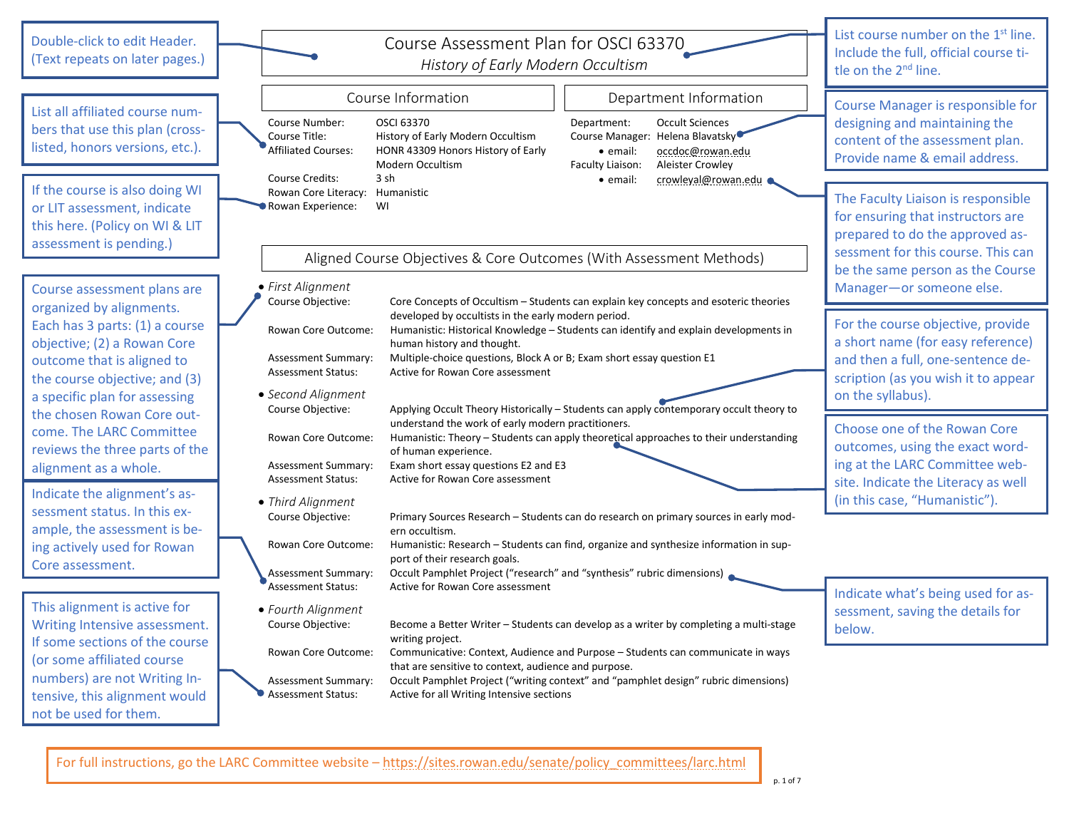# Course Assessment Plan for OSCI 63370

*History of Early Modern Occultism*

> Double-click to edit Header. (Text repeats on later pages.)

> List course number on the 1st line. Include the full, official course title on the 2nd line.

## Course Information

| | |
|---|---|
| Course Number: | OSCI 63370 |
| Course Title: | History of Early Modern Occultism |
| Affiliated Courses: | HONR 43309 Honors History of Early Modern Occultism |
| Course Credits: | 3 sh |
| Rowan Core Literacy: | Humanistic |
| Rowan Experience: | WI |

> List all affiliated course numbers that use this plan (cross-listed, honors versions, etc.).

> If the course is also doing WI or LIT assessment, indicate this here. (Policy on WI & LIT assessment is pending.)

## Department Information

| | |
|---|---|
| Department: | Occult Sciences |
| Course Manager: | Helena Blavatsky |
| • email: | occdoc@rowan.edu |
| Faculty Liaison: | Aleister Crowley |
| • email: | crowleyal@rowan.edu |

> Course Manager is responsible for designing and maintaining the content of the assessment plan. Provide name & email address.

> The Faculty Liaison is responsible for ensuring that instructors are prepared to do the approved assessment for this course. This can be the same person as the Course Manager—or someone else.

## Aligned Course Objectives & Core Outcomes (With Assessment Methods)

> Course assessment plans are organized by alignments. Each has 3 parts: (1) a course objective; (2) a Rowan Core outcome that is aligned to the course objective; and (3) a specific plan for assessing the chosen Rowan Core outcome. The LARC Committee reviews the three parts of the alignment as a whole.

- *First Alignment*
  - Course Objective: Core Concepts of Occultism – Students can explain key concepts and esoteric theories developed by occultists in the early modern period.
  - Rowan Core Outcome: Humanistic: Historical Knowledge – Students can identify and explain developments in human history and thought.
  - Assessment Summary: Multiple-choice questions, Block A or B; Exam short essay question E1
  - Assessment Status: Active for Rowan Core assessment

- *Second Alignment*
  - Course Objective: Applying Occult Theory Historically – Students can apply contemporary occult theory to understand the work of early modern practitioners.
  - Rowan Core Outcome: Humanistic: Theory – Students can apply theoretical approaches to their understanding of human experience.
  - Assessment Summary: Exam short essay questions E2 and E3
  - Assessment Status: Active for Rowan Core assessment

> For the course objective, provide a short name (for easy reference) and then a full, one-sentence description (as you wish it to appear on the syllabus).

> Choose one of the Rowan Core outcomes, using the exact wording at the LARC Committee website. Indicate the Literacy as well (in this case, "Humanistic").

- *Third Alignment*
  - Course Objective: Primary Sources Research – Students can do research on primary sources in early modern occultism.
  - Rowan Core Outcome: Humanistic: Research – Students can find, organize and synthesize information in support of their research goals.
  - Assessment Summary: Occult Pamphlet Project ("research" and "synthesis" rubric dimensions)
  - Assessment Status: Active for Rowan Core assessment

> Indicate the alignment's assessment status. In this example, the assessment is being actively used for Rowan Core assessment.

> Indicate what's being used for assessment, saving the details for below.

- *Fourth Alignment*
  - Course Objective: Become a Better Writer – Students can develop as a writer by completing a multi-stage writing project.
  - Rowan Core Outcome: Communicative: Context, Audience and Purpose – Students can communicate in ways that are sensitive to context, audience and purpose.
  - Assessment Summary: Occult Pamphlet Project ("writing context" and "pamphlet design" rubric dimensions)
  - Assessment Status: Active for all Writing Intensive sections

> This alignment is active for Writing Intensive assessment. If some sections of the course (or some affiliated course numbers) are not Writing Intensive, this alignment would not be used for them.

For full instructions, go the LARC Committee website – https://sites.rowan.edu/senate/policy_committees/larc.html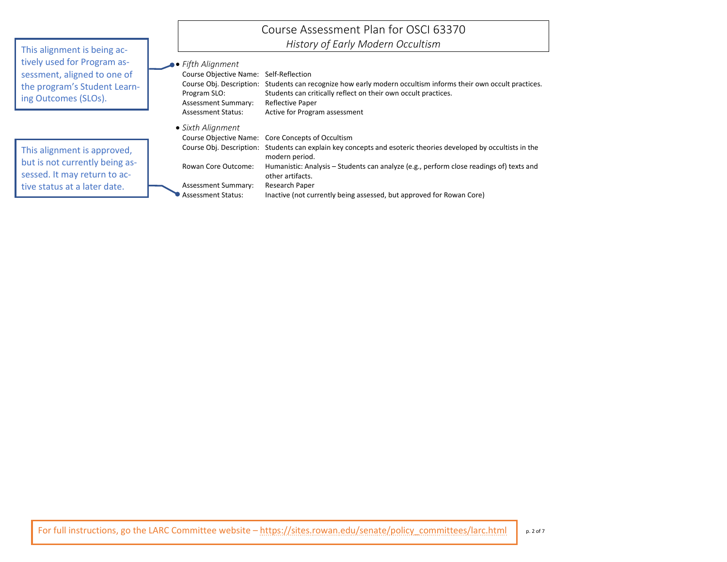# Course Assessment Plan for OSCI 63370

*History of Early Modern Occultism*

> This alignment is being actively used for Program assessment, aligned to one of the program's Student Learning Outcomes (SLOs).

- *Fifth Alignment*

  Course Objective Name: Self-Reflection
  Course Obj. Description: Students can recognize how early modern occultism informs their own occult practices.
  Program SLO: Students can critically reflect on their own occult practices.
  Assessment Summary: Reflective Paper
  Assessment Status: Active for Program assessment

> This alignment is approved, but is not currently being assessed. It may return to active status at a later date.

- *Sixth Alignment*

  Course Objective Name: Core Concepts of Occultism
  Course Obj. Description: Students can explain key concepts and esoteric theories developed by occultists in the modern period.
  Rowan Core Outcome: Humanistic: Analysis – Students can analyze (e.g., perform close readings of) texts and other artifacts.
  Assessment Summary: Research Paper
  Assessment Status: Inactive (not currently being assessed, but approved for Rowan Core)

For full instructions, go the LARC Committee website – https://sites.rowan.edu/senate/policy_committees/larc.html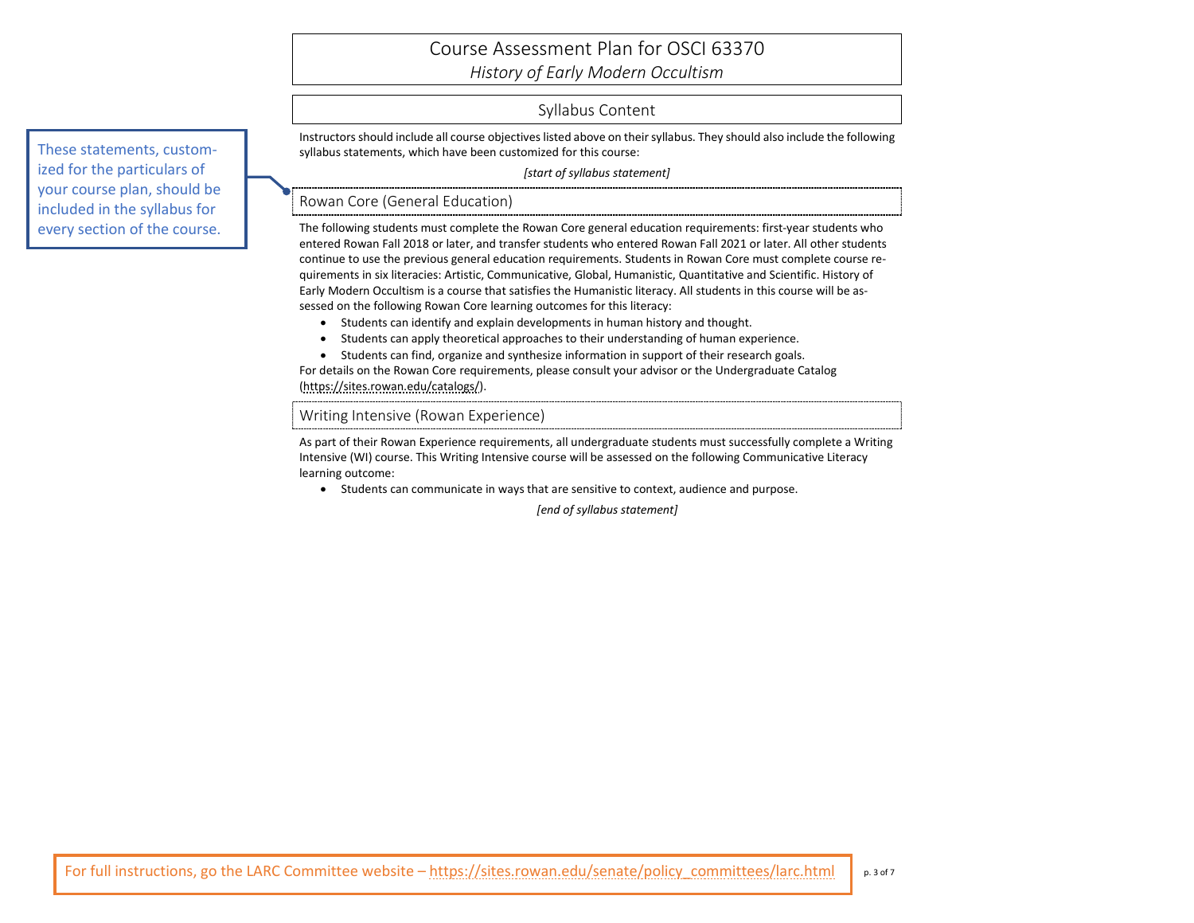# Course Assessment Plan for OSCI 63370

*History of Early Modern Occultism*

## Syllabus Content

These statements, customized for the particulars of your course plan, should be included in the syllabus for every section of the course.

Instructors should include all course objectives listed above on their syllabus. They should also include the following syllabus statements, which have been customized for this course:

*[start of syllabus statement]*

### Rowan Core (General Education)

The following students must complete the Rowan Core general education requirements: first-year students who entered Rowan Fall 2018 or later, and transfer students who entered Rowan Fall 2021 or later. All other students continue to use the previous general education requirements. Students in Rowan Core must complete course requirements in six literacies: Artistic, Communicative, Global, Humanistic, Quantitative and Scientific. History of Early Modern Occultism is a course that satisfies the Humanistic literacy. All students in this course will be assessed on the following Rowan Core learning outcomes for this literacy:

- Students can identify and explain developments in human history and thought.
- Students can apply theoretical approaches to their understanding of human experience.
- Students can find, organize and synthesize information in support of their research goals.

For details on the Rowan Core requirements, please consult your advisor or the Undergraduate Catalog (https://sites.rowan.edu/catalogs/).

### Writing Intensive (Rowan Experience)

As part of their Rowan Experience requirements, all undergraduate students must successfully complete a Writing Intensive (WI) course. This Writing Intensive course will be assessed on the following Communicative Literacy learning outcome:

- Students can communicate in ways that are sensitive to context, audience and purpose.

*[end of syllabus statement]*

For full instructions, go the LARC Committee website – https://sites.rowan.edu/senate/policy_committees/larc.html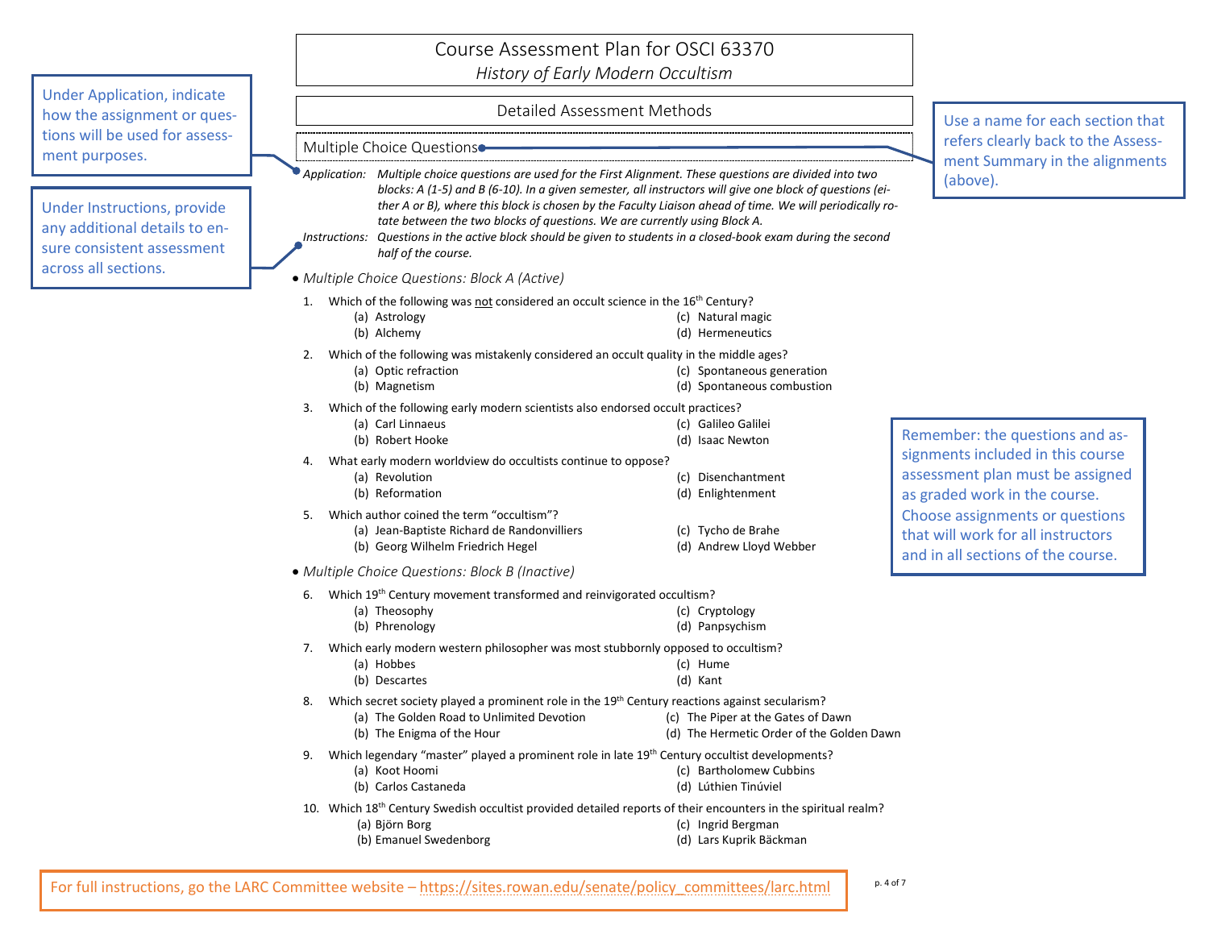# Course Assessment Plan for OSCI 63370

*History of Early Modern Occultism*

## Detailed Assessment Methods

Under Application, indicate how the assignment or questions will be used for assessment purposes.

Under Instructions, provide any additional details to ensure consistent assessment across all sections.

Use a name for each section that refers clearly back to the Assessment Summary in the alignments (above).

### Multiple Choice Questions

*Application:* *Multiple choice questions are used for the First Alignment. These questions are divided into two blocks: A (1-5) and B (6-10). In a given semester, all instructors will give one block of questions (either A or B), where this block is chosen by the Faculty Liaison ahead of time. We will periodically rotate between the two blocks of questions. We are currently using Block A.*

*Instructions:* *Questions in the active block should be given to students in a closed-book exam during the second half of the course.*

- *Multiple Choice Questions: Block A (Active)*

1. Which of the following was <u>not</u> considered an occult science in the 16th Century?
   - (a) Astrology
   - (b) Alchemy
   - (c) Natural magic
   - (d) Hermeneutics
2. Which of the following was mistakenly considered an occult quality in the middle ages?
   - (a) Optic refraction
   - (b) Magnetism
   - (c) Spontaneous generation
   - (d) Spontaneous combustion
3. Which of the following early modern scientists also endorsed occult practices?
   - (a) Carl Linnaeus
   - (b) Robert Hooke
   - (c) Galileo Galilei
   - (d) Isaac Newton
4. What early modern worldview do occultists continue to oppose?
   - (a) Revolution
   - (b) Reformation
   - (c) Disenchantment
   - (d) Enlightenment
5. Which author coined the term "occultism"?
   - (a) Jean-Baptiste Richard de Randonvilliers
   - (b) Georg Wilhelm Friedrich Hegel
   - (c) Tycho de Brahe
   - (d) Andrew Lloyd Webber

- *Multiple Choice Questions: Block B (Inactive)*

6. Which 19th Century movement transformed and reinvigorated occultism?
   - (a) Theosophy
   - (b) Phrenology
   - (c) Cryptology
   - (d) Panpsychism
7. Which early modern western philosopher was most stubbornly opposed to occultism?
   - (a) Hobbes
   - (b) Descartes
   - (c) Hume
   - (d) Kant
8. Which secret society played a prominent role in the 19th Century reactions against secularism?
   - (a) The Golden Road to Unlimited Devotion
   - (b) The Enigma of the Hour
   - (c) The Piper at the Gates of Dawn
   - (d) The Hermetic Order of the Golden Dawn
9. Which legendary "master" played a prominent role in late 19th Century occultist developments?
   - (a) Koot Hoomi
   - (b) Carlos Castaneda
   - (c) Bartholomew Cubbins
   - (d) Lúthien Tinúviel
10. Which 18th Century Swedish occultist provided detailed reports of their encounters in the spiritual realm?
    - (a) Björn Borg
    - (b) Emanuel Swedenborg
    - (c) Ingrid Bergman
    - (d) Lars Kuprik Bäckman

Remember: the questions and assignments included in this course assessment plan must be assigned as graded work in the course. Choose assignments or questions that will work for all instructors and in all sections of the course.

For full instructions, go the LARC Committee website – https://sites.rowan.edu/senate/policy_committees/larc.html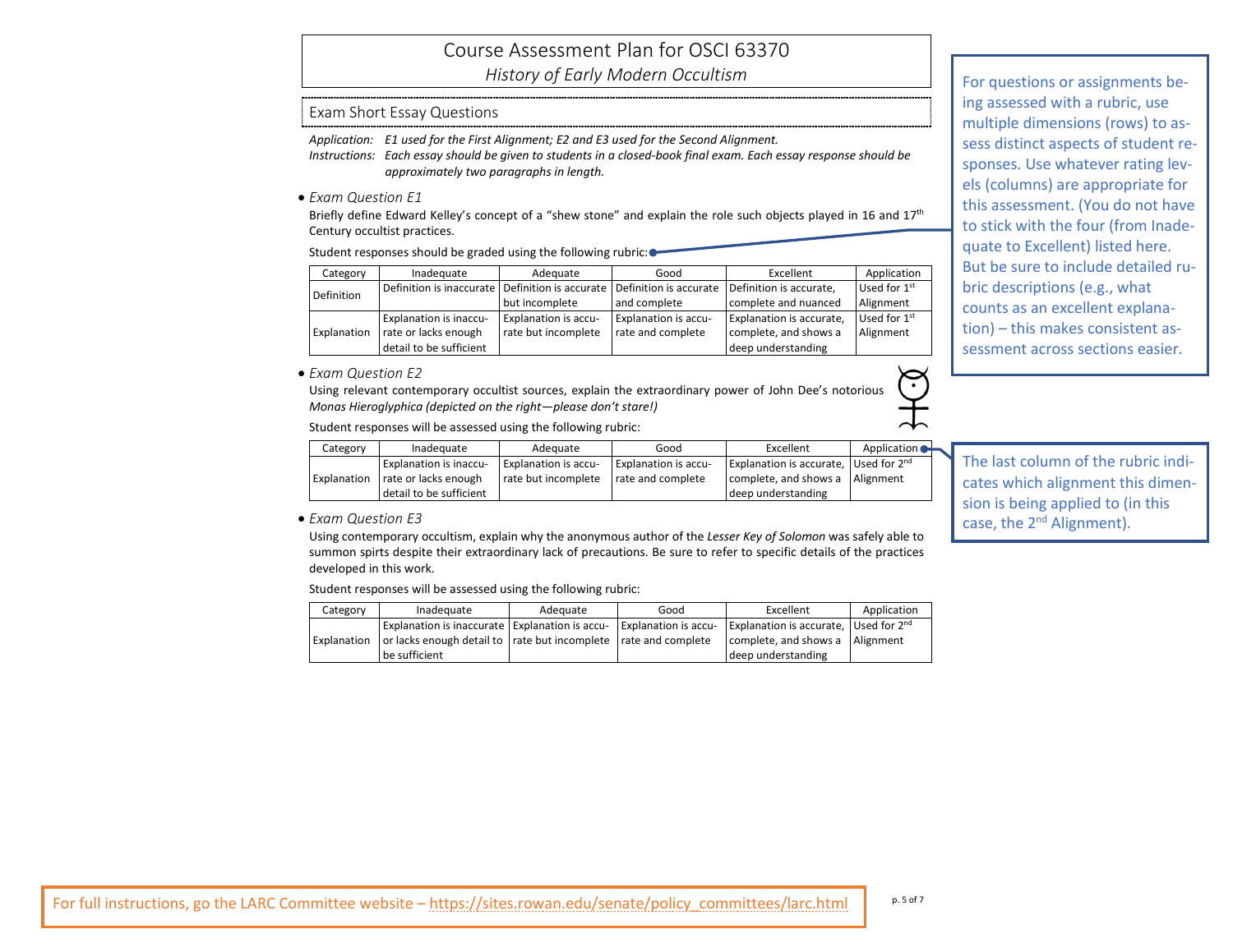# Course Assessment Plan for OSCI 63370

*History of Early Modern Occultism*

## Exam Short Essay Questions

*Application:* *E1 used for the First Alignment; E2 and E3 used for the Second Alignment.*

*Instructions:* *Each essay should be given to students in a closed-book final exam. Each essay response should be approximately two paragraphs in length.*

- *Exam Question E1*

Briefly define Edward Kelley's concept of a "shew stone" and explain the role such objects played in 16 and 17th Century occultist practices.

Student responses should be graded using the following rubric:

| Category | Inadequate | Adequate | Good | Excellent | Application |
|---|---|---|---|---|---|
| Definition | Definition is inaccurate | Definition is accurate but incomplete | Definition is accurate and complete | Definition is accurate, complete and nuanced | Used for 1st Alignment |
| Explanation | Explanation is inaccurate or lacks enough detail to be sufficient | Explanation is accurate but incomplete | Explanation is accurate and complete | Explanation is accurate, complete, and shows a deep understanding | Used for 1st Alignment |

- *Exam Question E2*

Using relevant contemporary occultist sources, explain the extraordinary power of John Dee's notorious *Monas Hieroglyphica (depicted on the right—please don't stare!)*

Student responses will be assessed using the following rubric:

| Category | Inadequate | Adequate | Good | Excellent | Application |
|---|---|---|---|---|---|
| Explanation | Explanation is inaccurate or lacks enough detail to be sufficient | Explanation is accurate but incomplete | Explanation is accurate and complete | Explanation is accurate, complete, and shows a deep understanding | Used for 2nd Alignment |

- *Exam Question E3*

Using contemporary occultism, explain why the anonymous author of the *Lesser Key of Solomon* was safely able to summon spirts despite their extraordinary lack of precautions. Be sure to refer to specific details of the practices developed in this work.

Student responses will be assessed using the following rubric:

| Category | Inadequate | Adequate | Good | Excellent | Application |
|---|---|---|---|---|---|
| Explanation | Explanation is inaccurate or lacks enough detail to be sufficient | Explanation is accurate but incomplete | Explanation is accurate and complete | Explanation is accurate, complete, and shows a deep understanding | Used for 2nd Alignment |

For questions or assignments being assessed with a rubric, use multiple dimensions (rows) to assess distinct aspects of student responses. Use whatever rating levels (columns) are appropriate for this assessment. (You do not have to stick with the four (from Inadequate to Excellent) listed here. But be sure to include detailed rubric descriptions (e.g., what counts as an excellent explanation) – this makes consistent assessment across sections easier.

The last column of the rubric indicates which alignment this dimension is being applied to (in this case, the 2nd Alignment).

For full instructions, go the LARC Committee website – https://sites.rowan.edu/senate/policy_committees/larc.html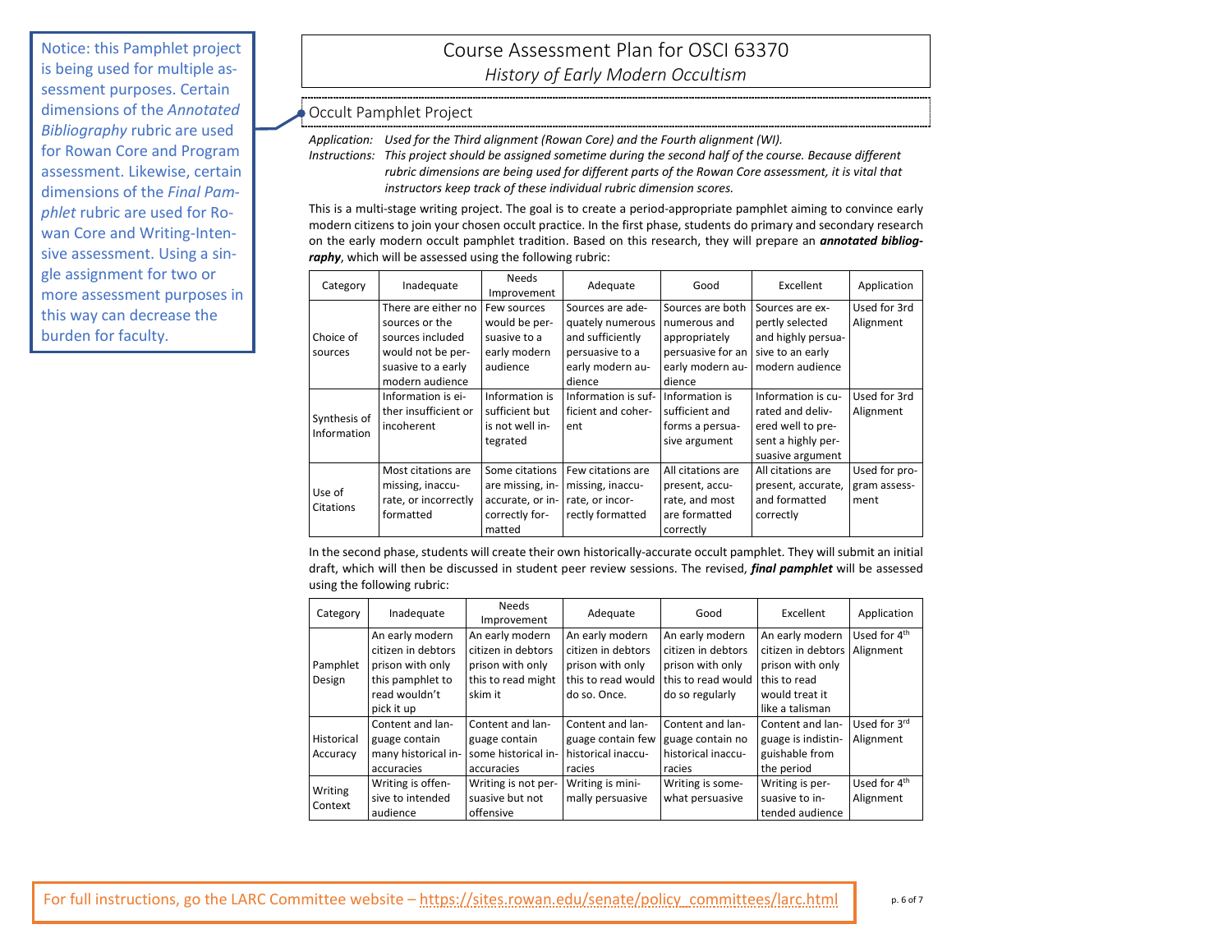Notice: this Pamphlet project is being used for multiple assessment purposes. Certain dimensions of the *Annotated Bibliography* rubric are used for Rowan Core and Program assessment. Likewise, certain dimensions of the *Final Pamphlet* rubric are used for Rowan Core and Writing-Intensive assessment. Using a single assignment for two or more assessment purposes in this way can decrease the burden for faculty.

# Course Assessment Plan for OSCI 63370

*History of Early Modern Occultism*

## Occult Pamphlet Project

Application: *Used for the Third alignment (Rowan Core) and the Fourth alignment (WI).*

Instructions: *This project should be assigned sometime during the second half of the course. Because different rubric dimensions are being used for different parts of the Rowan Core assessment, it is vital that instructors keep track of these individual rubric dimension scores.*

This is a multi-stage writing project. The goal is to create a period-appropriate pamphlet aiming to convince early modern citizens to join your chosen occult practice. In the first phase, students do primary and secondary research on the early modern occult pamphlet tradition. Based on this research, they will prepare an ***annotated bibliography***, which will be assessed using the following rubric:

| Category | Inadequate | Needs Improvement | Adequate | Good | Excellent | Application |
|---|---|---|---|---|---|---|
| Choice of sources | There are either no sources or the sources included would not be persuasive to a early modern audience | Few sources would be persuasive to a early modern audience | Sources are adequately numerous and sufficiently persuasive to a early modern audience | Sources are both numerous and appropriately persuasive for an early modern audience | Sources are expertly selected and highly persuasive to an early modern audience | Used for 3rd Alignment |
| Synthesis of Information | Information is either insufficient or incoherent | Information is sufficient but is not well integrated | Information is sufficient and coherent | Information is sufficient and forms a persuasive argument | Information is curated and delivered well to present a highly persuasive argument | Used for 3rd Alignment |
| Use of Citations | Most citations are missing, inaccurate, or incorrectly formatted | Some citations are missing, inaccurate, or incorrectly formatted | Few citations are missing, inaccurate, or incorrectly formatted | All citations are present, accurate, and most are formatted correctly | All citations are present, accurate, and formatted correctly | Used for program assessment |

In the second phase, students will create their own historically-accurate occult pamphlet. They will submit an initial draft, which will then be discussed in student peer review sessions. The revised, ***final pamphlet*** will be assessed using the following rubric:

| Category | Inadequate | Needs Improvement | Adequate | Good | Excellent | Application |
|---|---|---|---|---|---|---|
| Pamphlet Design | An early modern citizen in debtors prison with only this pamphlet to read wouldn't pick it up | An early modern citizen in debtors prison with only this to read might skim it | An early modern citizen in debtors prison with only this to read would do so. Once. | An early modern citizen in debtors prison with only this to read would do so regularly | An early modern citizen in debtors prison with only this to read would treat it like a talisman | Used for 4th Alignment |
| Historical Accuracy | Content and language contain many historical inaccuracies | Content and language contain some historical inaccuracies | Content and language contain few historical inaccuracies | Content and language contain no historical inaccuracies | Content and language is indistinguishable from the period | Used for 3rd Alignment |
| Writing Context | Writing is offensive to intended audience | Writing is not persuasive but not offensive | Writing is minimally persuasive | Writing is somewhat persuasive | Writing is persuasive to intended audience | Used for 4th Alignment |

For full instructions, go the LARC Committee website – https://sites.rowan.edu/senate/policy_committees/larc.html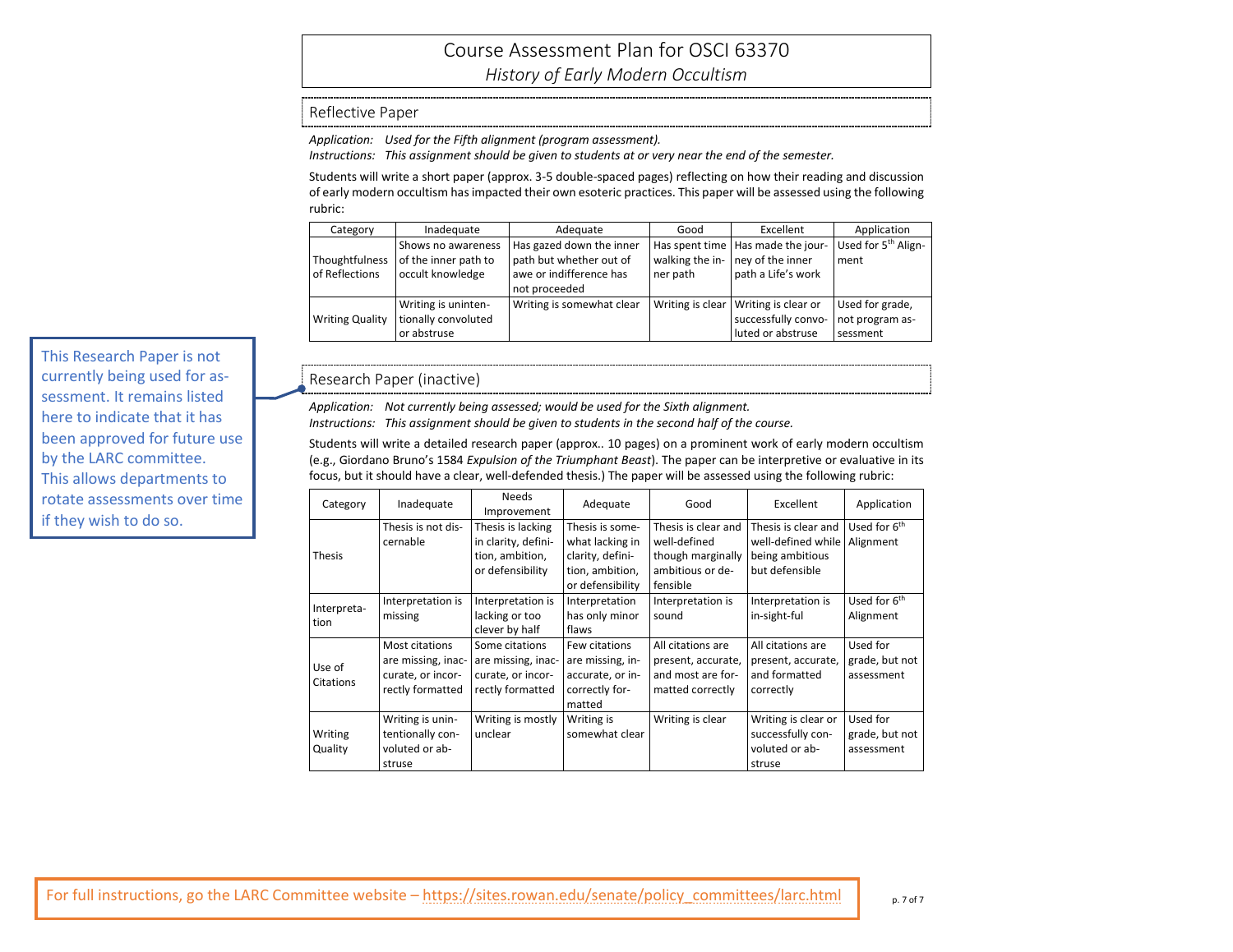# Course Assessment Plan for OSCI 63370

*History of Early Modern Occultism*

## Reflective Paper

*Application: Used for the Fifth alignment (program assessment).*

*Instructions: This assignment should be given to students at or very near the end of the semester.*

Students will write a short paper (approx. 3-5 double-spaced pages) reflecting on how their reading and discussion of early modern occultism has impacted their own esoteric practices. This paper will be assessed using the following rubric:

| Category | Inadequate | Adequate | Good | Excellent | Application |
|---|---|---|---|---|---|
| Thoughtfulness of Reflections | Shows no awareness of the inner path to occult knowledge | Has gazed down the inner path but whether out of awe or indifference has not proceeded | Has spent time walking the inner path | Has made the journey of the inner path a Life's work | Used for 5th Alignment |
| Writing Quality | Writing is unintentionally convoluted or abstruse | Writing is somewhat clear | Writing is clear | Writing is clear or successfully convoluted or abstruse | Used for grade, not program assessment |

## Research Paper (inactive)

This Research Paper is not currently being used for assessment. It remains listed here to indicate that it has been approved for future use by the LARC committee. This allows departments to rotate assessments over time if they wish to do so.

*Application: Not currently being assessed; would be used for the Sixth alignment.*

*Instructions: This assignment should be given to students in the second half of the course.*

Students will write a detailed research paper (approx.. 10 pages) on a prominent work of early modern occultism (e.g., Giordano Bruno's 1584 *Expulsion of the Triumphant Beast*). The paper can be interpretive or evaluative in its focus, but it should have a clear, well-defended thesis.) The paper will be assessed using the following rubric:

| Category | Inadequate | Needs Improvement | Adequate | Good | Excellent | Application |
|---|---|---|---|---|---|---|
| Thesis | Thesis is not discernable | Thesis is lacking in clarity, definition, ambition, or defensibility | Thesis is somewhat lacking in clarity, definition, ambition, or defensibility | Thesis is clear and well-defined though marginally ambitious or defensible | Thesis is clear and well-defined while being ambitious but defensible | Used for 6th Alignment |
| Interpretation | Interpretation is missing | Interpretation is lacking or too clever by half | Interpretation has only minor flaws | Interpretation is sound | Interpretation is in-sight-ful | Used for 6th Alignment |
| Use of Citations | Most citations are missing, inaccurate, or incorrectly formatted | Some citations are missing, inaccurate, or incorrectly formatted | Few citations are missing, inaccurate, or incorrectly formatted | All citations are present, accurate, and most are formatted correctly | All citations are present, accurate, and formatted correctly | Used for grade, but not assessment |
| Writing Quality | Writing is unintentionally convoluted or abstruse | Writing is mostly unclear | Writing is somewhat clear | Writing is clear | Writing is clear or successfully convoluted or abstruse | Used for grade, but not assessment |

For full instructions, go the LARC Committee website – https://sites.rowan.edu/senate/policy_committees/larc.html